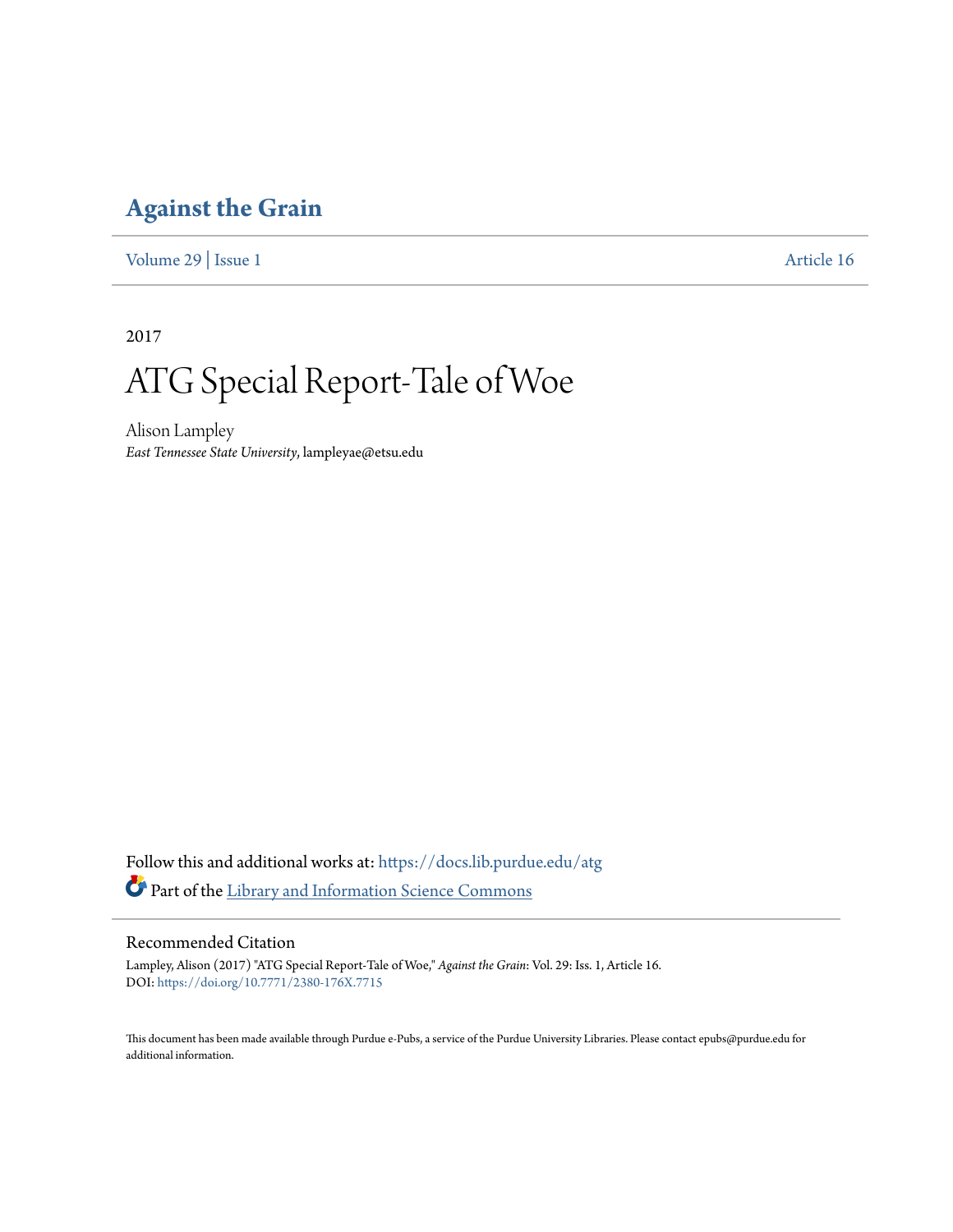# Against the Grain

Volume 29 | Issue 1 Article 16

2017

# ATG Special Report-Tale of Woe

Alison Lampley

*East Tennessee State University*, lampleyae@etsu.edu

Follow this and additional works at: https://docs.lib.purdue.edu/atg

Part of the Library and Information Science Commons

## Recommended Citation

Lampley, Alison (2017) "ATG Special Report-Tale of Woe," *Against the Grain*: Vol. 29: Iss. 1, Article 16.
DOI: https://doi.org/10.7771/2380-176X.7715

This document has been made available through Purdue e-Pubs, a service of the Purdue University Libraries. Please contact epubs@purdue.edu for additional information.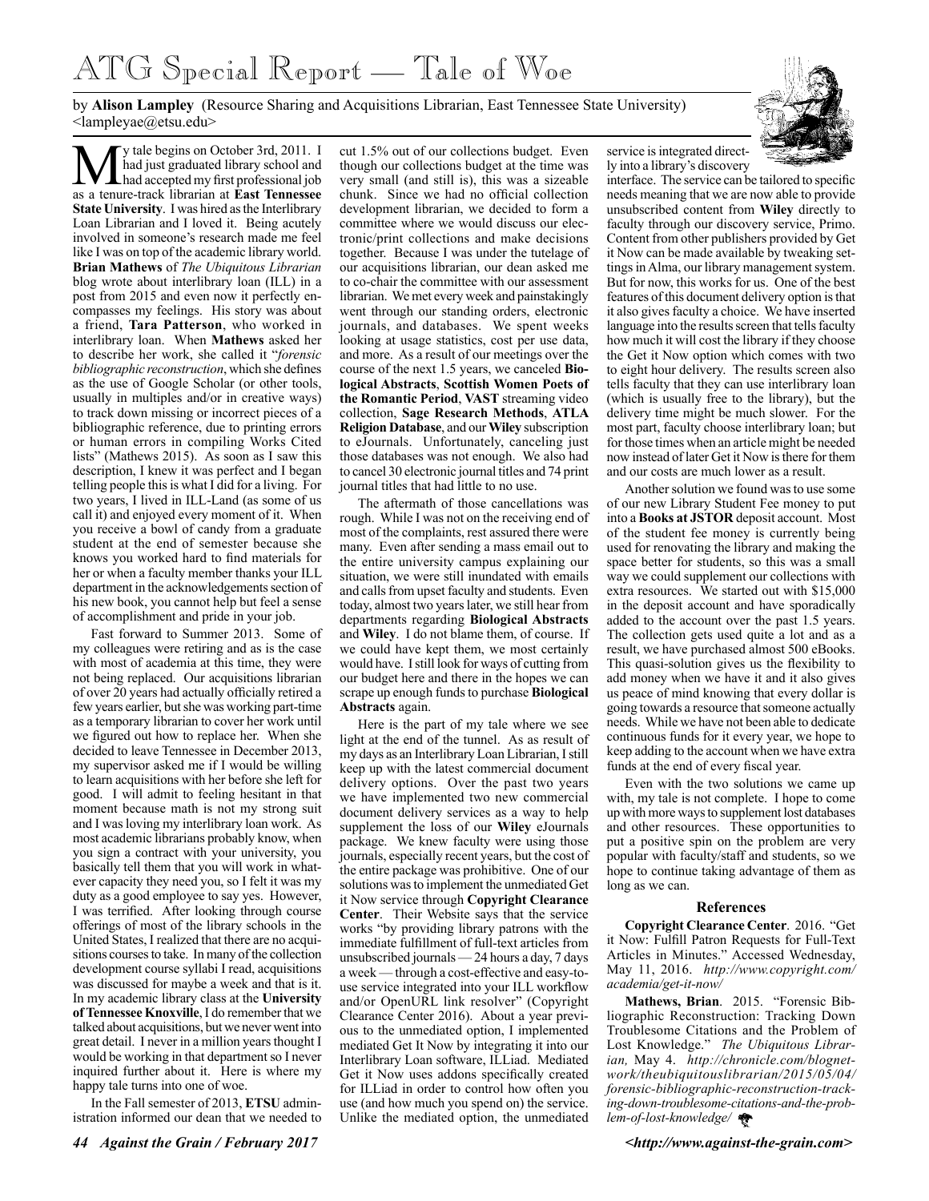# ATG Special Report — Tale of Woe

by **Alison Lampley** (Resource Sharing and Acquisitions Librarian, East Tennessee State University) <lampleyae@etsu.edu>

My tale begins on October 3rd, 2011. I had just graduated library school and had accepted my first professional job as a tenure-track librarian at **East Tennessee State University**. I was hired as the Interlibrary Loan Librarian and I loved it. Being acutely involved in someone's research made me feel like I was on top of the academic library world. **Brian Mathews** of *The Ubiquitous Librarian* blog wrote about interlibrary loan (ILL) in a post from 2015 and even now it perfectly encompasses my feelings. His story was about a friend, **Tara Patterson**, who worked in interlibrary loan. When **Mathews** asked her to describe her work, she called it "*forensic bibliographic reconstruction*, which she defines as the use of Google Scholar (or other tools, usually in multiples and/or in creative ways) to track down missing or incorrect pieces of a bibliographic reference, due to printing errors or human errors in compiling Works Cited lists" (Mathews 2015). As soon as I saw this description, I knew it was perfect and I began telling people this is what I did for a living. For two years, I lived in ILL-Land (as some of us call it) and enjoyed every moment of it. When you receive a bowl of candy from a graduate student at the end of semester because she knows you worked hard to find materials for her or when a faculty member thanks your ILL department in the acknowledgements section of his new book, you cannot help but feel a sense of accomplishment and pride in your job.

Fast forward to Summer 2013. Some of my colleagues were retiring and as is the case with most of academia at this time, they were not being replaced. Our acquisitions librarian of over 20 years had actually officially retired a few years earlier, but she was working part-time as a temporary librarian to cover her work until we figured out how to replace her. When she decided to leave Tennessee in December 2013, my supervisor asked me if I would be willing to learn acquisitions with her before she left for good. I will admit to feeling hesitant in that moment because math is not my strong suit and I was loving my interlibrary loan work. As most academic librarians probably know, when you sign a contract with your university, you basically tell them that you will work in whatever capacity they need you, so I felt it was my duty as a good employee to say yes. However, I was terrified. After looking through course offerings of most of the library schools in the United States, I realized that there are no acquisitions courses to take. In many of the collection development course syllabi I read, acquisitions was discussed for maybe a week and that is it. In my academic library class at the **University of Tennessee Knoxville**, I do remember that we talked about acquisitions, but we never went into great detail. I never in a million years thought I would be working in that department so I never inquired further about it. Here is where my happy tale turns into one of woe.

In the Fall semester of 2013, **ETSU** administration informed our dean that we needed to cut 1.5% out of our collections budget. Even though our collections budget at the time was very small (and still is), this was a sizeable chunk. Since we had no official collection development librarian, we decided to form a committee where we would discuss our electronic/print collections and make decisions together. Because I was under the tutelage of our acquisitions librarian, our dean asked me to co-chair the committee with our assessment librarian. We met every week and painstakingly went through our standing orders, electronic journals, and databases. We spent weeks looking at usage statistics, cost per use data, and more. As a result of our meetings over the course of the next 1.5 years, we canceled **Biological Abstracts**, **Scottish Women Poets of the Romantic Period**, **VAST** streaming video collection, **Sage Research Methods**, **ATLA Religion Database**, and our **Wiley** subscription to eJournals. Unfortunately, canceling just those databases was not enough. We also had to cancel 30 electronic journal titles and 74 print journal titles that had little to no use.

The aftermath of those cancellations was rough. While I was not on the receiving end of most of the complaints, rest assured there were many. Even after sending a mass email out to the entire university campus explaining our situation, we were still inundated with emails and calls from upset faculty and students. Even today, almost two years later, we still hear from departments regarding **Biological Abstracts** and **Wiley**. I do not blame them, of course. If we could have kept them, we most certainly would have. I still look for ways of cutting from our budget here and there in the hopes we can scrape up enough funds to purchase **Biological Abstracts** again.

Here is the part of my tale where we see light at the end of the tunnel. As as result of my days as an Interlibrary Loan Librarian, I still keep up with the latest commercial document delivery options. Over the past two years we have implemented two new commercial document delivery services as a way to help supplement the loss of our **Wiley** eJournals package. We knew faculty were using those journals, especially recent years, but the cost of the entire package was prohibitive. One of our solutions was to implement the unmediated Get it Now service through **Copyright Clearance Center**. Their Website says that the service works "by providing library patrons with the immediate fulfillment of full-text articles from unsubscribed journals — 24 hours a day, 7 days a week — through a cost-effective and easy-to-use service integrated into your ILL workflow and/or OpenURL link resolver" (Copyright Clearance Center 2016). About a year previous to the unmediated option, I implemented mediated Get It Now by integrating it into our Interlibrary Loan software, ILLiad. Mediated Get it Now uses addons specifically created for ILLiad in order to control how often you use (and how much you spend on) the service. Unlike the mediated option, the unmediated service is integrated directly into a library's discovery interface. The service can be tailored to specific needs meaning that we are now able to provide unsubscribed content from **Wiley** directly to faculty through our discovery service, Primo. Content from other publishers provided by Get it Now can be made available by tweaking settings in Alma, our library management system. But for now, this works for us. One of the best features of this document delivery option is that it also gives faculty a choice. We have inserted language into the results screen that tells faculty how much it will cost the library if they choose the Get it Now option which comes with two to eight hour delivery. The results screen also tells faculty that they can use interlibrary loan (which is usually free to the library), but the delivery time might be much slower. For the most part, faculty choose interlibrary loan; but for those times when an article might be needed now instead of later Get it Now is there for them and our costs are much lower as a result.

Another solution we found was to use some of our new Library Student Fee money to put into a **Books at JSTOR** deposit account. Most of the student fee money is currently being used for renovating the library and making the space better for students, so this was a small way we could supplement our collections with extra resources. We started out with $15,000 in the deposit account and have sporadically added to the account over the past 1.5 years. The collection gets used quite a lot and as a result, we have purchased almost 500 eBooks. This quasi-solution gives us the flexibility to add money when we have it and it also gives us peace of mind knowing that every dollar is going towards a resource that someone actually needs. While we have not been able to dedicate continuous funds for it every year, we hope to keep adding to the account when we have extra funds at the end of every fiscal year.

Even with the two solutions we came up with, my tale is not complete. I hope to come up with more ways to supplement lost databases and other resources. These opportunities to put a positive spin on the problem are very popular with faculty/staff and students, so we hope to continue taking advantage of them as long as we can.

### References

**Copyright Clearance Center**. 2016. "Get it Now: Fulfill Patron Requests for Full-Text Articles in Minutes." Accessed Wednesday, May 11, 2016. *http://www.copyright.com/academia/get-it-now/*

**Mathews, Brian**. 2015. "Forensic Bibliographic Reconstruction: Tracking Down Troublesome Citations and the Problem of Lost Knowledge." *The Ubiquitous Librarian,* May 4. *http://chronicle.com/blognetwork/theubiquitouslibrarian/2015/05/04/forensic-bibliographic-reconstruction-tracking-down-troublesome-citations-and-the-problem-of-lost-knowledge/*